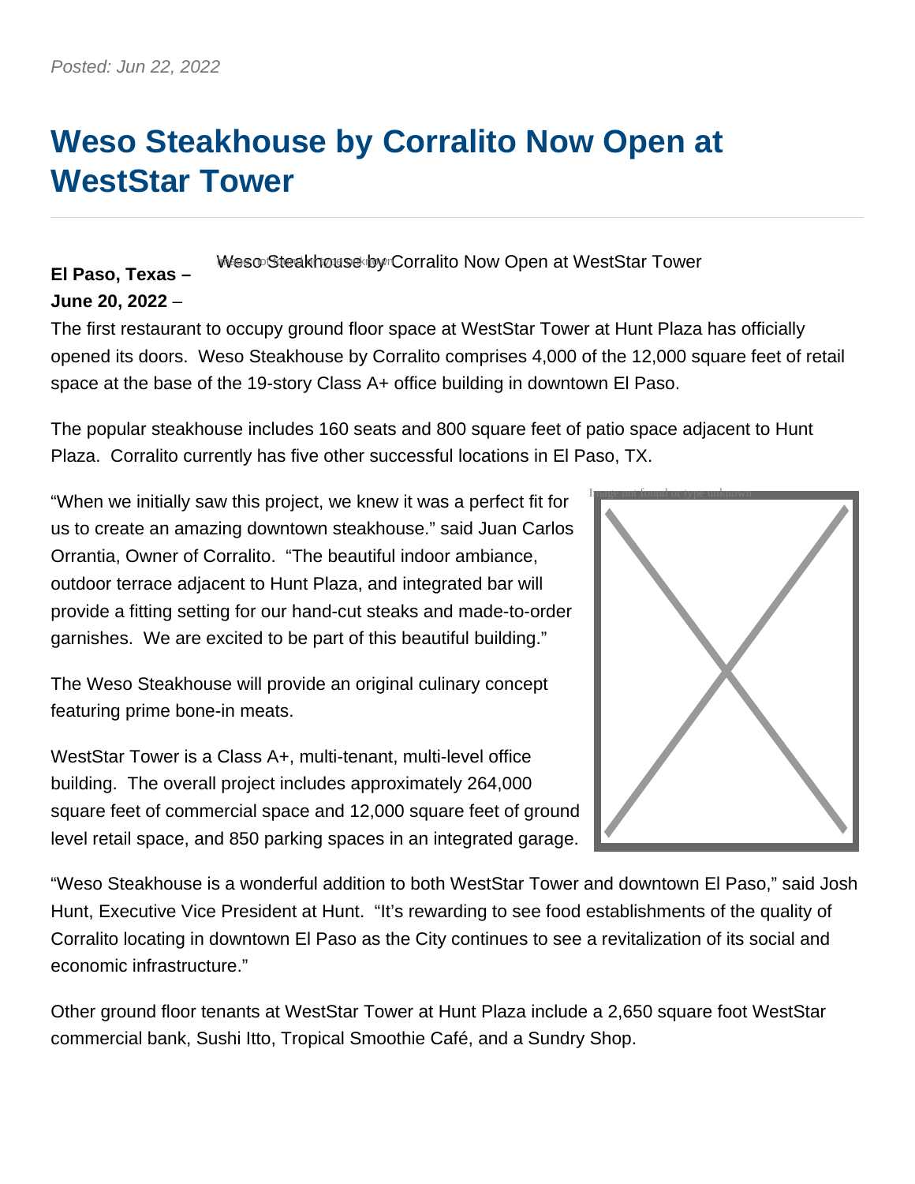*Posted: Jun 22, 2022*

# Weso Steakhouse by Corralito Now Open at WestStar Tower

Weso Steakhouse by Corralito Now Open at WestStar Tower

**El Paso, Texas – June 20, 2022** –

The first restaurant to occupy ground floor space at WestStar Tower at Hunt Plaza has officially opened its doors. Weso Steakhouse by Corralito comprises 4,000 of the 12,000 square feet of retail space at the base of the 19-story Class A+ office building in downtown El Paso.

The popular steakhouse includes 160 seats and 800 square feet of patio space adjacent to Hunt Plaza. Corralito currently has five other successful locations in El Paso, TX.

"When we initially saw this project, we knew it was a perfect fit for us to create an amazing downtown steakhouse." said Juan Carlos Orrantia, Owner of Corralito. "The beautiful indoor ambiance, outdoor terrace adjacent to Hunt Plaza, and integrated bar will provide a fitting setting for our hand-cut steaks and made-to-order garnishes. We are excited to be part of this beautiful building."

The Weso Steakhouse will provide an original culinary concept featuring prime bone-in meats.

WestStar Tower is a Class A+, multi-tenant, multi-level office building. The overall project includes approximately 264,000 square feet of commercial space and 12,000 square feet of ground level retail space, and 850 parking spaces in an integrated garage.

"Weso Steakhouse is a wonderful addition to both WestStar Tower and downtown El Paso," said Josh Hunt, Executive Vice President at Hunt. "It's rewarding to see food establishments of the quality of Corralito locating in downtown El Paso as the City continues to see a revitalization of its social and economic infrastructure."

Other ground floor tenants at WestStar Tower at Hunt Plaza include a 2,650 square foot WestStar commercial bank, Sushi Itto, Tropical Smoothie Café, and a Sundry Shop.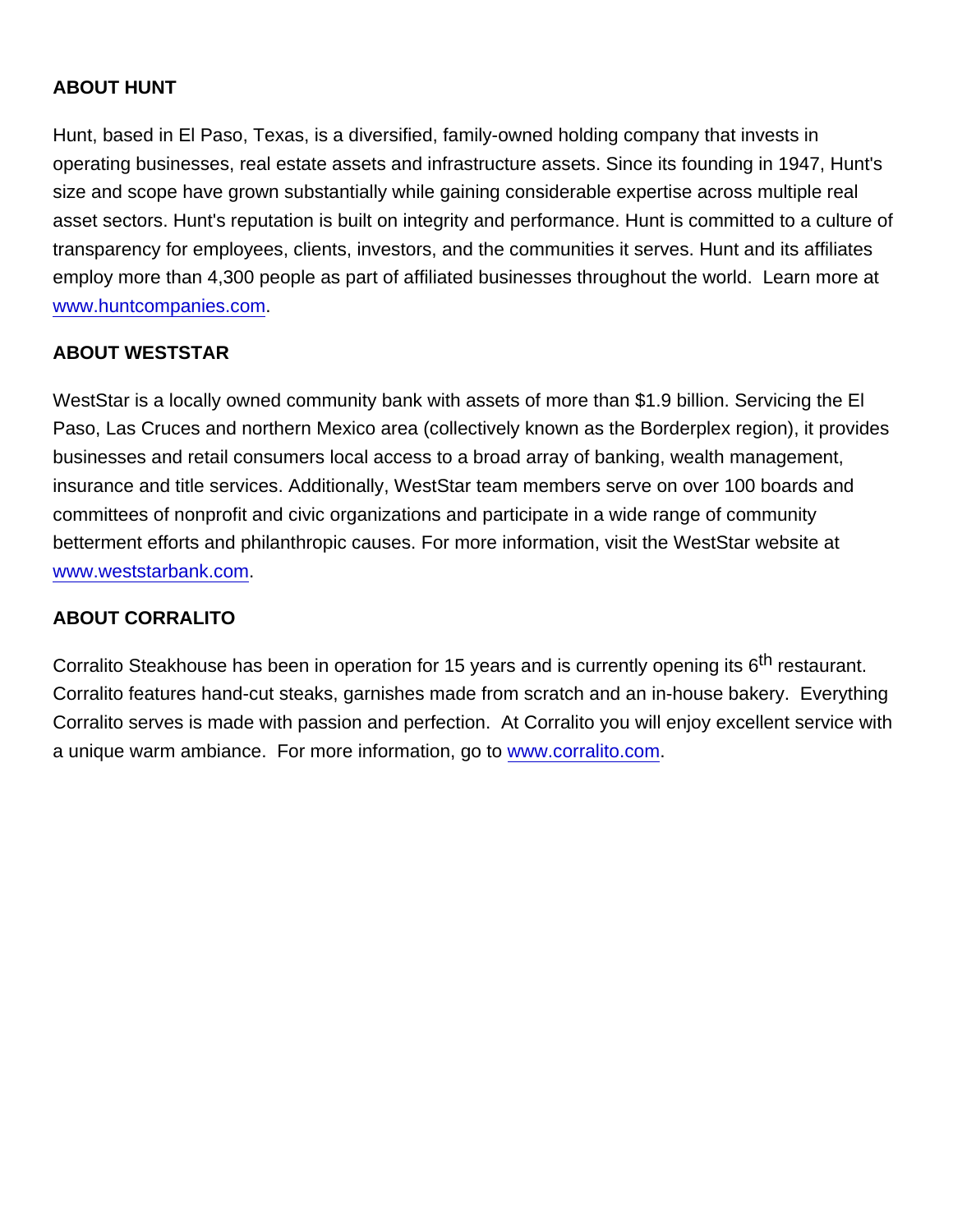**ABOUT HUNT**

Hunt, based in El Paso, Texas, is a diversified, family-owned holding company that invests in operating businesses, real estate assets and infrastructure assets. Since its founding in 1947, Hunt's size and scope have grown substantially while gaining considerable expertise across multiple real asset sectors. Hunt's reputation is built on integrity and performance. Hunt is committed to a culture of transparency for employees, clients, investors, and the communities it serves. Hunt and its affiliates employ more than 4,300 people as part of affiliated businesses throughout the world. Learn more at www.huntcompanies.com.

**ABOUT WESTSTAR**

WestStar is a locally owned community bank with assets of more than $1.9 billion. Servicing the El Paso, Las Cruces and northern Mexico area (collectively known as the Borderplex region), it provides businesses and retail consumers local access to a broad array of banking, wealth management, insurance and title services. Additionally, WestStar team members serve on over 100 boards and committees of nonprofit and civic organizations and participate in a wide range of community betterment efforts and philanthropic causes. For more information, visit the WestStar website at www.weststarbank.com.

**ABOUT CORRALITO**

Corralito Steakhouse has been in operation for 15 years and is currently opening its 6th restaurant. Corralito features hand-cut steaks, garnishes made from scratch and an in-house bakery. Everything Corralito serves is made with passion and perfection. At Corralito you will enjoy excellent service with a unique warm ambiance. For more information, go to www.corralito.com.